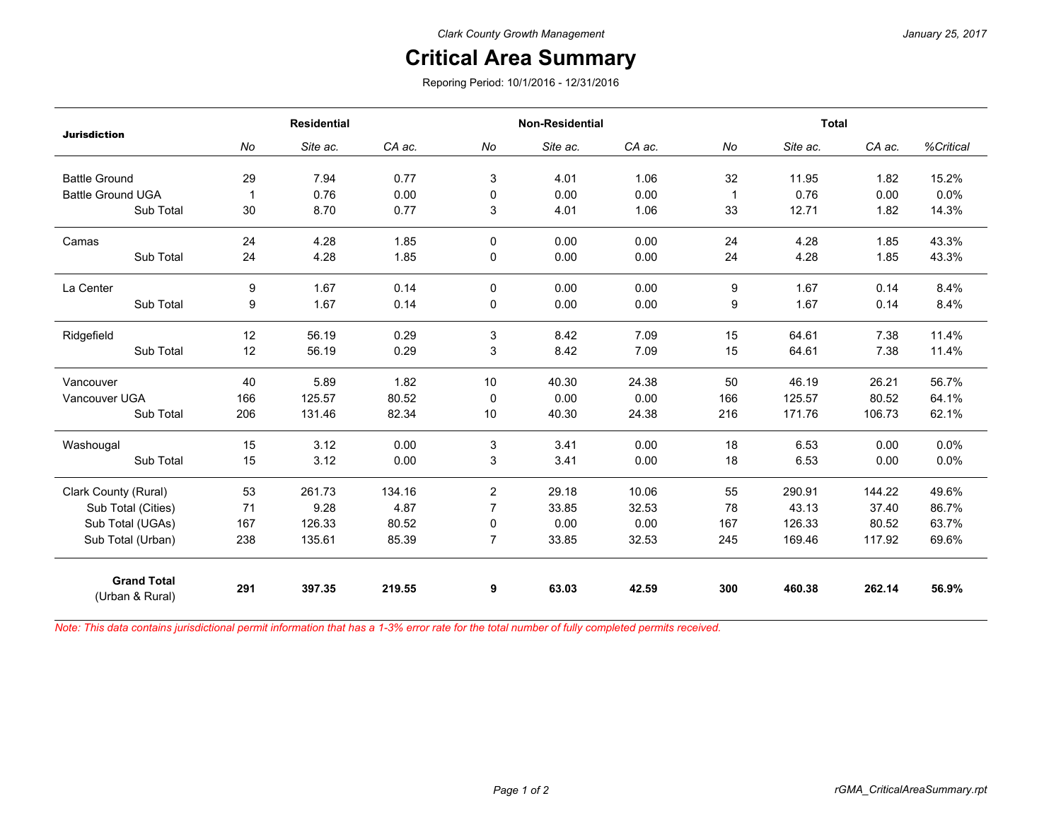Clark County Growth Management

January 25, 2017

# Critical Area Summary

Reporing Period: 10/1/2016 - 12/31/2016

| Jurisdiction | Residential | | | Non-Residential | | | Total | | | |
|---|---|---|---|---|---|---|---|---|---|---|
| | *No* | *Site ac.* | *CA ac.* | *No* | *Site ac.* | *CA ac.* | *No* | *Site ac.* | *CA ac.* | *%Critical* |
| Battle Ground | 29 | 7.94 | 0.77 | 3 | 4.01 | 1.06 | 32 | 11.95 | 1.82 | 15.2% |
| Battle Ground UGA | 1 | 0.76 | 0.00 | 0 | 0.00 | 0.00 | 1 | 0.76 | 0.00 | 0.0% |
| Sub Total | 30 | 8.70 | 0.77 | 3 | 4.01 | 1.06 | 33 | 12.71 | 1.82 | 14.3% |
| Camas | 24 | 4.28 | 1.85 | 0 | 0.00 | 0.00 | 24 | 4.28 | 1.85 | 43.3% |
| Sub Total | 24 | 4.28 | 1.85 | 0 | 0.00 | 0.00 | 24 | 4.28 | 1.85 | 43.3% |
| La Center | 9 | 1.67 | 0.14 | 0 | 0.00 | 0.00 | 9 | 1.67 | 0.14 | 8.4% |
| Sub Total | 9 | 1.67 | 0.14 | 0 | 0.00 | 0.00 | 9 | 1.67 | 0.14 | 8.4% |
| Ridgefield | 12 | 56.19 | 0.29 | 3 | 8.42 | 7.09 | 15 | 64.61 | 7.38 | 11.4% |
| Sub Total | 12 | 56.19 | 0.29 | 3 | 8.42 | 7.09 | 15 | 64.61 | 7.38 | 11.4% |
| Vancouver | 40 | 5.89 | 1.82 | 10 | 40.30 | 24.38 | 50 | 46.19 | 26.21 | 56.7% |
| Vancouver UGA | 166 | 125.57 | 80.52 | 0 | 0.00 | 0.00 | 166 | 125.57 | 80.52 | 64.1% |
| Sub Total | 206 | 131.46 | 82.34 | 10 | 40.30 | 24.38 | 216 | 171.76 | 106.73 | 62.1% |
| Washougal | 15 | 3.12 | 0.00 | 3 | 3.41 | 0.00 | 18 | 6.53 | 0.00 | 0.0% |
| Sub Total | 15 | 3.12 | 0.00 | 3 | 3.41 | 0.00 | 18 | 6.53 | 0.00 | 0.0% |
| Clark County (Rural) | 53 | 261.73 | 134.16 | 2 | 29.18 | 10.06 | 55 | 290.91 | 144.22 | 49.6% |
| Sub Total (Cities) | 71 | 9.28 | 4.87 | 7 | 33.85 | 32.53 | 78 | 43.13 | 37.40 | 86.7% |
| Sub Total (UGAs) | 167 | 126.33 | 80.52 | 0 | 0.00 | 0.00 | 167 | 126.33 | 80.52 | 63.7% |
| Sub Total (Urban) | 238 | 135.61 | 85.39 | 7 | 33.85 | 32.53 | 245 | 169.46 | 117.92 | 69.6% |
| **Grand Total** (Urban & Rural) | **291** | **397.35** | **219.55** | **9** | **63.03** | **42.59** | **300** | **460.38** | **262.14** | **56.9%** |

*Note: This data contains jurisdictional permit information that has a 1-3% error rate for the total number of fully completed permits received.*

rGMA_CriticalAreaSummary.rpt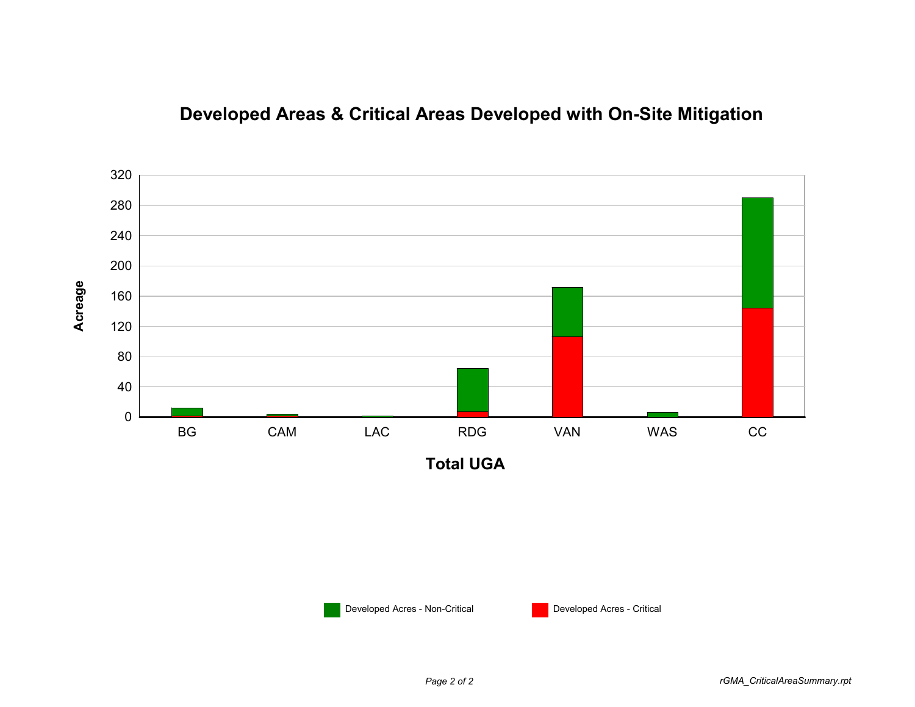## Developed Areas & Critical Areas Developed with On-Site Mitigation

Acreage

320
280
240
200
160
120
80
40
0

BG
CAM
LAC
RDG
VAN
WAS
CC

Total UGA

Developed Acres - Non-Critical
Developed Acres - Critical

rGMA_CriticalAreaSummary.rpt